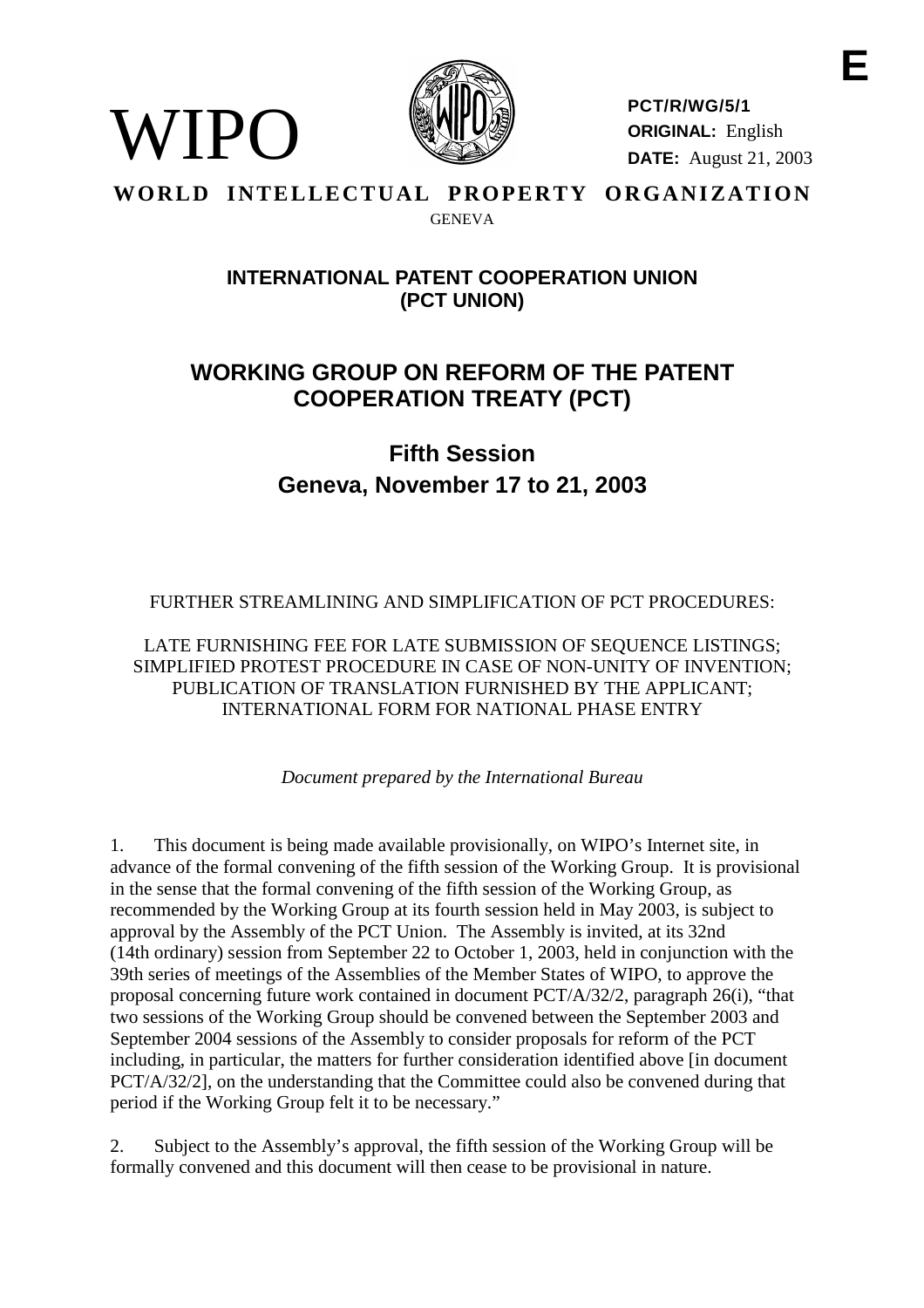E

WIPO

PCT/R/WG/5/1
**ORIGINAL:** English
**DATE:** August 21, 2003

**WORLD INTELLECTUAL PROPERTY ORGANIZATION**
GENEVA

## INTERNATIONAL PATENT COOPERATION UNION (PCT UNION)

# WORKING GROUP ON REFORM OF THE PATENT COOPERATION TREATY (PCT)

## Fifth Session
## Geneva, November 17 to 21, 2003

FURTHER STREAMLINING AND SIMPLIFICATION OF PCT PROCEDURES:

LATE FURNISHING FEE FOR LATE SUBMISSION OF SEQUENCE LISTINGS; SIMPLIFIED PROTEST PROCEDURE IN CASE OF NON-UNITY OF INVENTION; PUBLICATION OF TRANSLATION FURNISHED BY THE APPLICANT; INTERNATIONAL FORM FOR NATIONAL PHASE ENTRY

*Document prepared by the International Bureau*

1. This document is being made available provisionally, on WIPO's Internet site, in advance of the formal convening of the fifth session of the Working Group. It is provisional in the sense that the formal convening of the fifth session of the Working Group, as recommended by the Working Group at its fourth session held in May 2003, is subject to approval by the Assembly of the PCT Union. The Assembly is invited, at its 32nd (14th ordinary) session from September 22 to October 1, 2003, held in conjunction with the 39th series of meetings of the Assemblies of the Member States of WIPO, to approve the proposal concerning future work contained in document PCT/A/32/2, paragraph 26(i), "that two sessions of the Working Group should be convened between the September 2003 and September 2004 sessions of the Assembly to consider proposals for reform of the PCT including, in particular, the matters for further consideration identified above [in document PCT/A/32/2], on the understanding that the Committee could also be convened during that period if the Working Group felt it to be necessary."

2. Subject to the Assembly's approval, the fifth session of the Working Group will be formally convened and this document will then cease to be provisional in nature.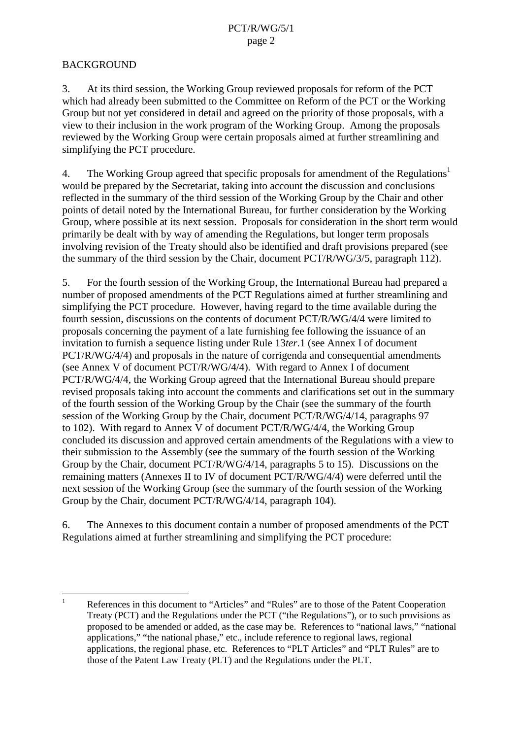BACKGROUND

3. At its third session, the Working Group reviewed proposals for reform of the PCT which had already been submitted to the Committee on Reform of the PCT or the Working Group but not yet considered in detail and agreed on the priority of those proposals, with a view to their inclusion in the work program of the Working Group. Among the proposals reviewed by the Working Group were certain proposals aimed at further streamlining and simplifying the PCT procedure.

4. The Working Group agreed that specific proposals for amendment of the Regulations[1] would be prepared by the Secretariat, taking into account the discussion and conclusions reflected in the summary of the third session of the Working Group by the Chair and other points of detail noted by the International Bureau, for further consideration by the Working Group, where possible at its next session. Proposals for consideration in the short term would primarily be dealt with by way of amending the Regulations, but longer term proposals involving revision of the Treaty should also be identified and draft provisions prepared (see the summary of the third session by the Chair, document PCT/R/WG/3/5, paragraph 112).

5. For the fourth session of the Working Group, the International Bureau had prepared a number of proposed amendments of the PCT Regulations aimed at further streamlining and simplifying the PCT procedure. However, having regard to the time available during the fourth session, discussions on the contents of document PCT/R/WG/4/4 were limited to proposals concerning the payment of a late furnishing fee following the issuance of an invitation to furnish a sequence listing under Rule 13*ter*.1 (see Annex I of document PCT/R/WG/4/4) and proposals in the nature of corrigenda and consequential amendments (see Annex V of document PCT/R/WG/4/4). With regard to Annex I of document PCT/R/WG/4/4, the Working Group agreed that the International Bureau should prepare revised proposals taking into account the comments and clarifications set out in the summary of the fourth session of the Working Group by the Chair (see the summary of the fourth session of the Working Group by the Chair, document PCT/R/WG/4/14, paragraphs 97 to 102). With regard to Annex V of document PCT/R/WG/4/4, the Working Group concluded its discussion and approved certain amendments of the Regulations with a view to their submission to the Assembly (see the summary of the fourth session of the Working Group by the Chair, document PCT/R/WG/4/14, paragraphs 5 to 15). Discussions on the remaining matters (Annexes II to IV of document PCT/R/WG/4/4) were deferred until the next session of the Working Group (see the summary of the fourth session of the Working Group by the Chair, document PCT/R/WG/4/14, paragraph 104).

6. The Annexes to this document contain a number of proposed amendments of the PCT Regulations aimed at further streamlining and simplifying the PCT procedure:

---

[1] References in this document to "Articles" and "Rules" are to those of the Patent Cooperation Treaty (PCT) and the Regulations under the PCT ("the Regulations"), or to such provisions as proposed to be amended or added, as the case may be. References to "national laws," "national applications," "the national phase," etc., include reference to regional laws, regional applications, the regional phase, etc. References to "PLT Articles" and "PLT Rules" are to those of the Patent Law Treaty (PLT) and the Regulations under the PLT.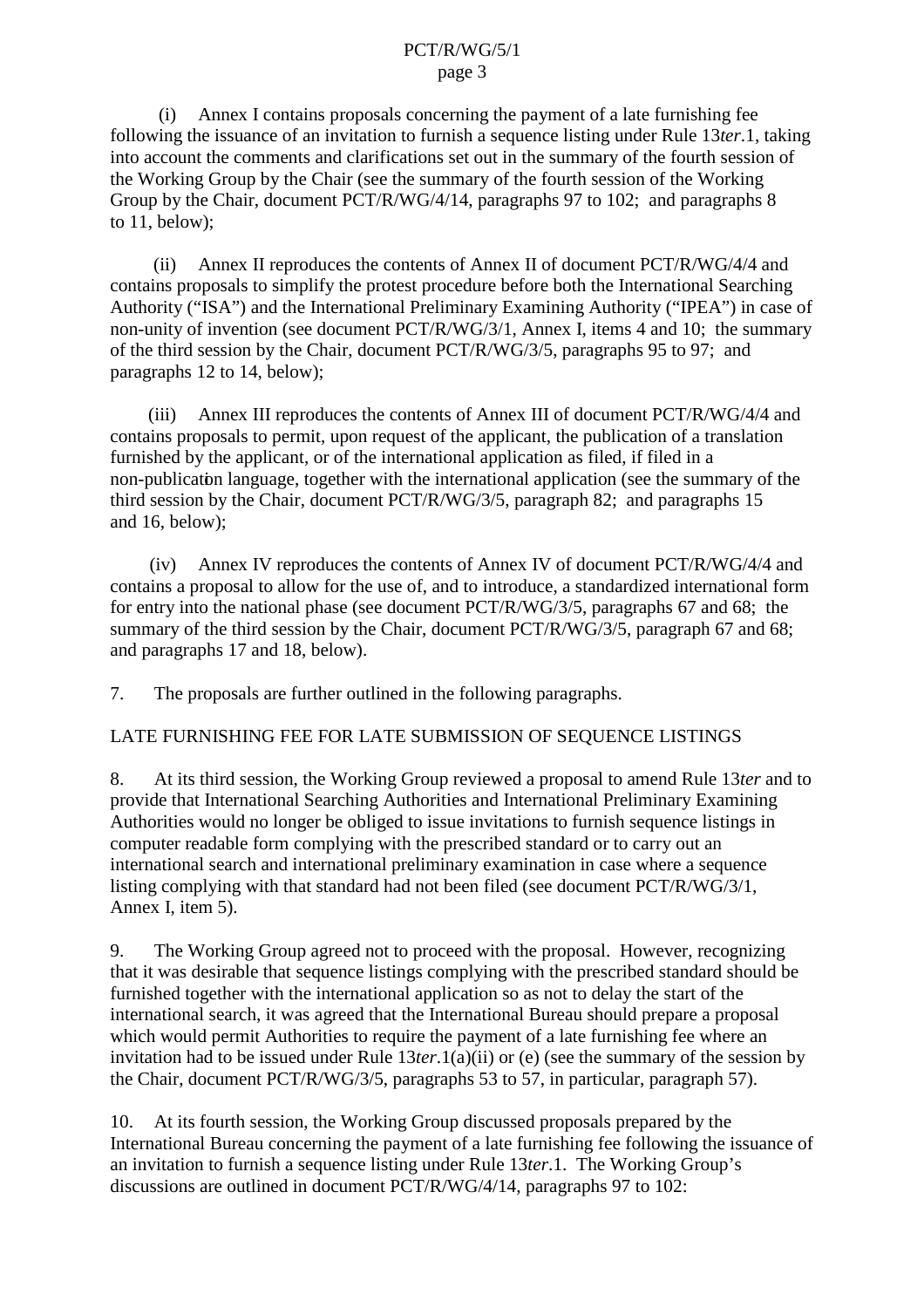(i) Annex I contains proposals concerning the payment of a late furnishing fee following the issuance of an invitation to furnish a sequence listing under Rule 13*ter*.1, taking into account the comments and clarifications set out in the summary of the fourth session of the Working Group by the Chair (see the summary of the fourth session of the Working Group by the Chair, document PCT/R/WG/4/14, paragraphs 97 to 102; and paragraphs 8 to 11, below);

(ii) Annex II reproduces the contents of Annex II of document PCT/R/WG/4/4 and contains proposals to simplify the protest procedure before both the International Searching Authority ("ISA") and the International Preliminary Examining Authority ("IPEA") in case of non-unity of invention (see document PCT/R/WG/3/1, Annex I, items 4 and 10; the summary of the third session by the Chair, document PCT/R/WG/3/5, paragraphs 95 to 97; and paragraphs 12 to 14, below);

(iii) Annex III reproduces the contents of Annex III of document PCT/R/WG/4/4 and contains proposals to permit, upon request of the applicant, the publication of a translation furnished by the applicant, or of the international application as filed, if filed in a non-publication language, together with the international application (see the summary of the third session by the Chair, document PCT/R/WG/3/5, paragraph 82; and paragraphs 15 and 16, below);

(iv) Annex IV reproduces the contents of Annex IV of document PCT/R/WG/4/4 and contains a proposal to allow for the use of, and to introduce, a standardized international form for entry into the national phase (see document PCT/R/WG/3/5, paragraphs 67 and 68; the summary of the third session by the Chair, document PCT/R/WG/3/5, paragraph 67 and 68; and paragraphs 17 and 18, below).

7. The proposals are further outlined in the following paragraphs.

LATE FURNISHING FEE FOR LATE SUBMISSION OF SEQUENCE LISTINGS

8. At its third session, the Working Group reviewed a proposal to amend Rule 13*ter* and to provide that International Searching Authorities and International Preliminary Examining Authorities would no longer be obliged to issue invitations to furnish sequence listings in computer readable form complying with the prescribed standard or to carry out an international search and international preliminary examination in case where a sequence listing complying with that standard had not been filed (see document PCT/R/WG/3/1, Annex I, item 5).

9. The Working Group agreed not to proceed with the proposal. However, recognizing that it was desirable that sequence listings complying with the prescribed standard should be furnished together with the international application so as not to delay the start of the international search, it was agreed that the International Bureau should prepare a proposal which would permit Authorities to require the payment of a late furnishing fee where an invitation had to be issued under Rule 13*ter*.1(a)(ii) or (e) (see the summary of the session by the Chair, document PCT/R/WG/3/5, paragraphs 53 to 57, in particular, paragraph 57).

10. At its fourth session, the Working Group discussed proposals prepared by the International Bureau concerning the payment of a late furnishing fee following the issuance of an invitation to furnish a sequence listing under Rule 13*ter*.1. The Working Group's discussions are outlined in document PCT/R/WG/4/14, paragraphs 97 to 102: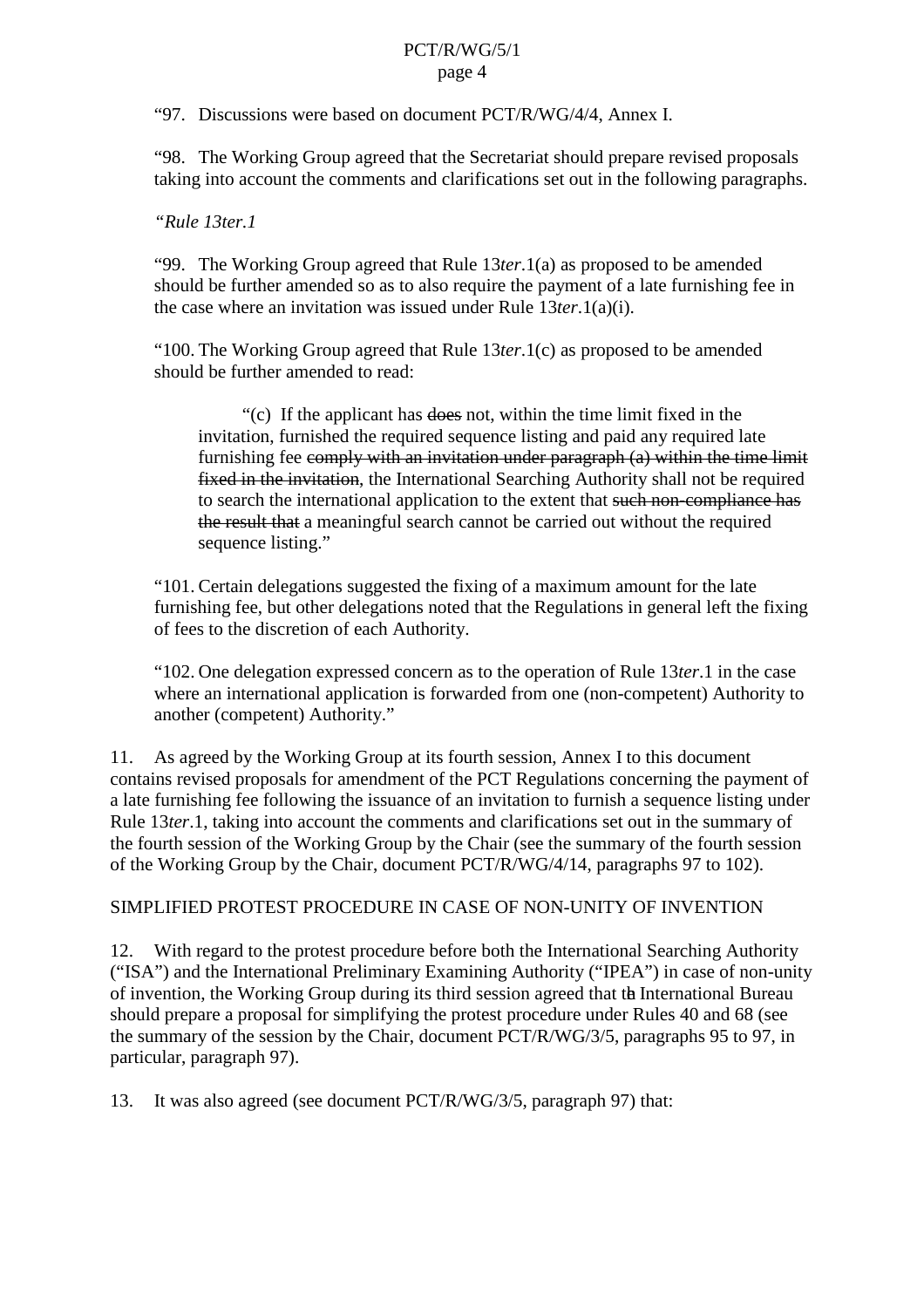“97. Discussions were based on document PCT/R/WG/4/4, Annex I.

“98. The Working Group agreed that the Secretariat should prepare revised proposals taking into account the comments and clarifications set out in the following paragraphs.

*“Rule 13ter.1*

“99. The Working Group agreed that Rule 13*ter*.1(a) as proposed to be amended should be further amended so as to also require the payment of a late furnishing fee in the case where an invitation was issued under Rule 13*ter*.1(a)(i).

“100. The Working Group agreed that Rule 13*ter*.1(c) as proposed to be amended should be further amended to read:

> “(c) If the applicant has ~~does~~ not, within the time limit fixed in the invitation, furnished the required sequence listing and paid any required late furnishing fee ~~comply with an invitation under paragraph (a) within the time limit fixed in the invitation~~, the International Searching Authority shall not be required to search the international application to the extent that ~~such non-compliance has the result that~~ a meaningful search cannot be carried out without the required sequence listing.”

“101. Certain delegations suggested the fixing of a maximum amount for the late furnishing fee, but other delegations noted that the Regulations in general left the fixing of fees to the discretion of each Authority.

“102. One delegation expressed concern as to the operation of Rule 13*ter*.1 in the case where an international application is forwarded from one (non-competent) Authority to another (competent) Authority.”

11. As agreed by the Working Group at its fourth session, Annex I to this document contains revised proposals for amendment of the PCT Regulations concerning the payment of a late furnishing fee following the issuance of an invitation to furnish a sequence listing under Rule 13*ter*.1, taking into account the comments and clarifications set out in the summary of the fourth session of the Working Group by the Chair (see the summary of the fourth session of the Working Group by the Chair, document PCT/R/WG/4/14, paragraphs 97 to 102).

SIMPLIFIED PROTEST PROCEDURE IN CASE OF NON-UNITY OF INVENTION

12. With regard to the protest procedure before both the International Searching Authority (“ISA”) and the International Preliminary Examining Authority (“IPEA”) in case of non-unity of invention, the Working Group during its third session agreed that the International Bureau should prepare a proposal for simplifying the protest procedure under Rules 40 and 68 (see the summary of the session by the Chair, document PCT/R/WG/3/5, paragraphs 95 to 97, in particular, paragraph 97).

13. It was also agreed (see document PCT/R/WG/3/5, paragraph 97) that: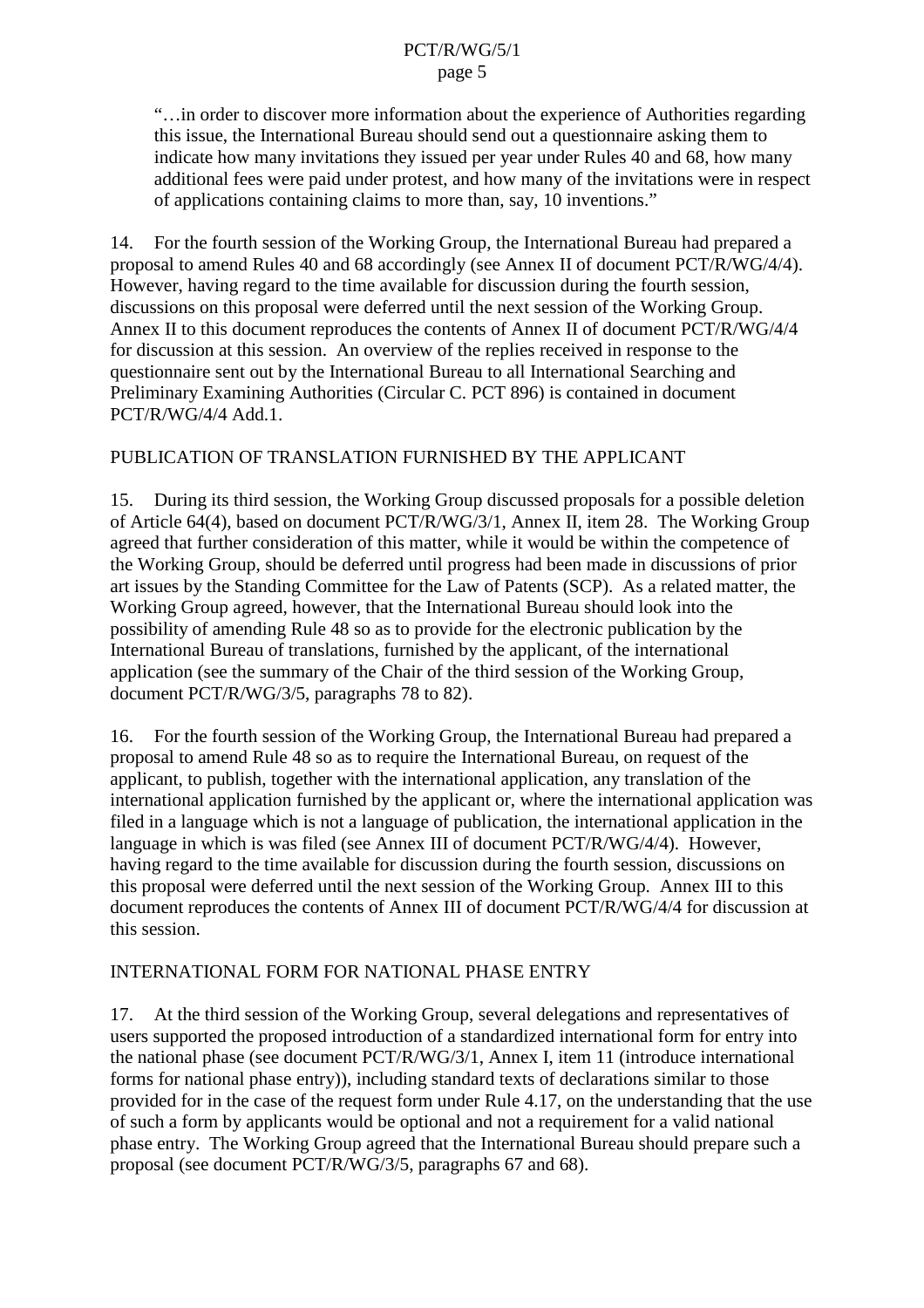> "…in order to discover more information about the experience of Authorities regarding this issue, the International Bureau should send out a questionnaire asking them to indicate how many invitations they issued per year under Rules 40 and 68, how many additional fees were paid under protest, and how many of the invitations were in respect of applications containing claims to more than, say, 10 inventions."

14. For the fourth session of the Working Group, the International Bureau had prepared a proposal to amend Rules 40 and 68 accordingly (see Annex II of document PCT/R/WG/4/4). However, having regard to the time available for discussion during the fourth session, discussions on this proposal were deferred until the next session of the Working Group. Annex II to this document reproduces the contents of Annex II of document PCT/R/WG/4/4 for discussion at this session. An overview of the replies received in response to the questionnaire sent out by the International Bureau to all International Searching and Preliminary Examining Authorities (Circular C. PCT 896) is contained in document PCT/R/WG/4/4 Add.1.

## PUBLICATION OF TRANSLATION FURNISHED BY THE APPLICANT

15. During its third session, the Working Group discussed proposals for a possible deletion of Article 64(4), based on document PCT/R/WG/3/1, Annex II, item 28. The Working Group agreed that further consideration of this matter, while it would be within the competence of the Working Group, should be deferred until progress had been made in discussions of prior art issues by the Standing Committee for the Law of Patents (SCP). As a related matter, the Working Group agreed, however, that the International Bureau should look into the possibility of amending Rule 48 so as to provide for the electronic publication by the International Bureau of translations, furnished by the applicant, of the international application (see the summary of the Chair of the third session of the Working Group, document PCT/R/WG/3/5, paragraphs 78 to 82).

16. For the fourth session of the Working Group, the International Bureau had prepared a proposal to amend Rule 48 so as to require the International Bureau, on request of the applicant, to publish, together with the international application, any translation of the international application furnished by the applicant or, where the international application was filed in a language which is not a language of publication, the international application in the language in which is was filed (see Annex III of document PCT/R/WG/4/4). However, having regard to the time available for discussion during the fourth session, discussions on this proposal were deferred until the next session of the Working Group. Annex III to this document reproduces the contents of Annex III of document PCT/R/WG/4/4 for discussion at this session.

## INTERNATIONAL FORM FOR NATIONAL PHASE ENTRY

17. At the third session of the Working Group, several delegations and representatives of users supported the proposed introduction of a standardized international form for entry into the national phase (see document PCT/R/WG/3/1, Annex I, item 11 (introduce international forms for national phase entry)), including standard texts of declarations similar to those provided for in the case of the request form under Rule 4.17, on the understanding that the use of such a form by applicants would be optional and not a requirement for a valid national phase entry. The Working Group agreed that the International Bureau should prepare such a proposal (see document PCT/R/WG/3/5, paragraphs 67 and 68).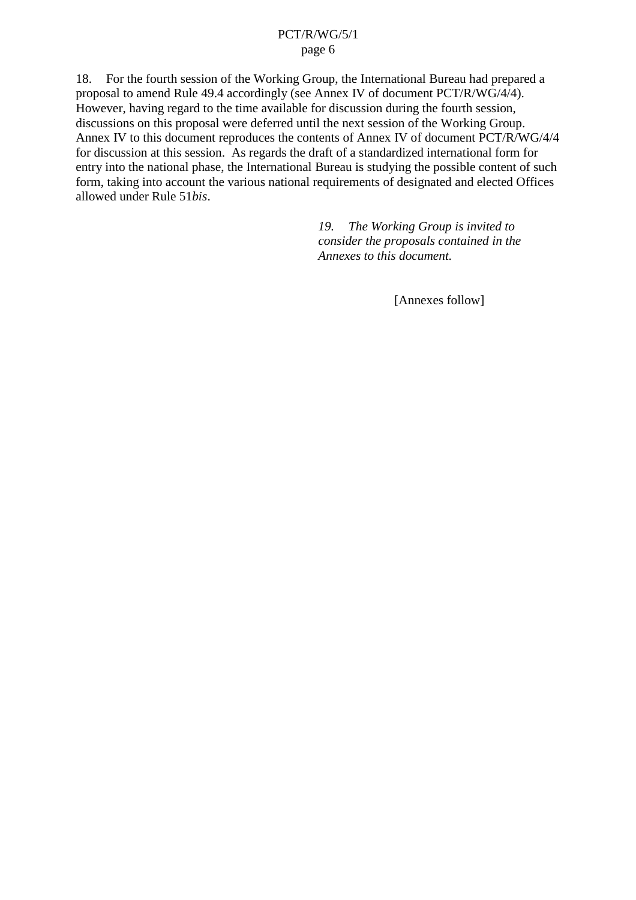18. For the fourth session of the Working Group, the International Bureau had prepared a proposal to amend Rule 49.4 accordingly (see Annex IV of document PCT/R/WG/4/4). However, having regard to the time available for discussion during the fourth session, discussions on this proposal were deferred until the next session of the Working Group. Annex IV to this document reproduces the contents of Annex IV of document PCT/R/WG/4/4 for discussion at this session. As regards the draft of a standardized international form for entry into the national phase, the International Bureau is studying the possible content of such form, taking into account the various national requirements of designated and elected Offices allowed under Rule 51*bis*.

*19. The Working Group is invited to consider the proposals contained in the Annexes to this document.*

[Annexes follow]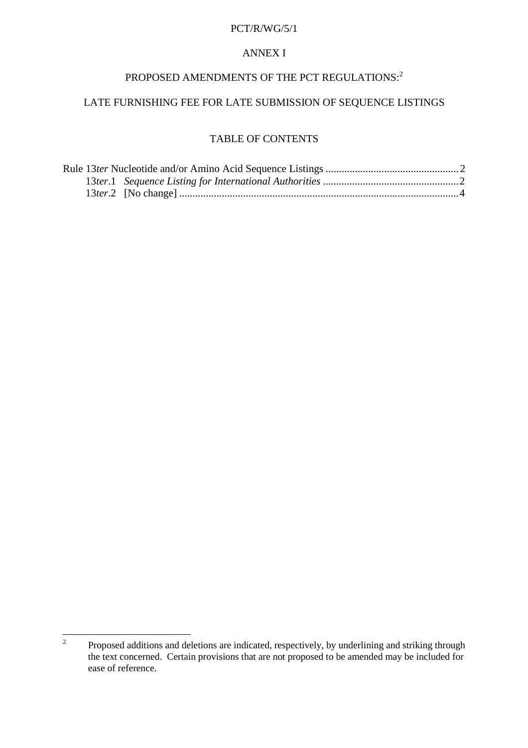ANNEX I

# PROPOSED AMENDMENTS OF THE PCT REGULATIONS:[2]

## LATE FURNISHING FEE FOR LATE SUBMISSION OF SEQUENCE LISTINGS

### TABLE OF CONTENTS

Rule 13*ter* Nucleotide and/or Amino Acid Sequence Listings .......... 2
  13*ter*.1 *Sequence Listing for International Authorities* .......... 2
  13*ter*.2 [No change] .......... 4

---

[2] Proposed additions and deletions are indicated, respectively, by underlining and striking through the text concerned. Certain provisions that are not proposed to be amended may be included for ease of reference.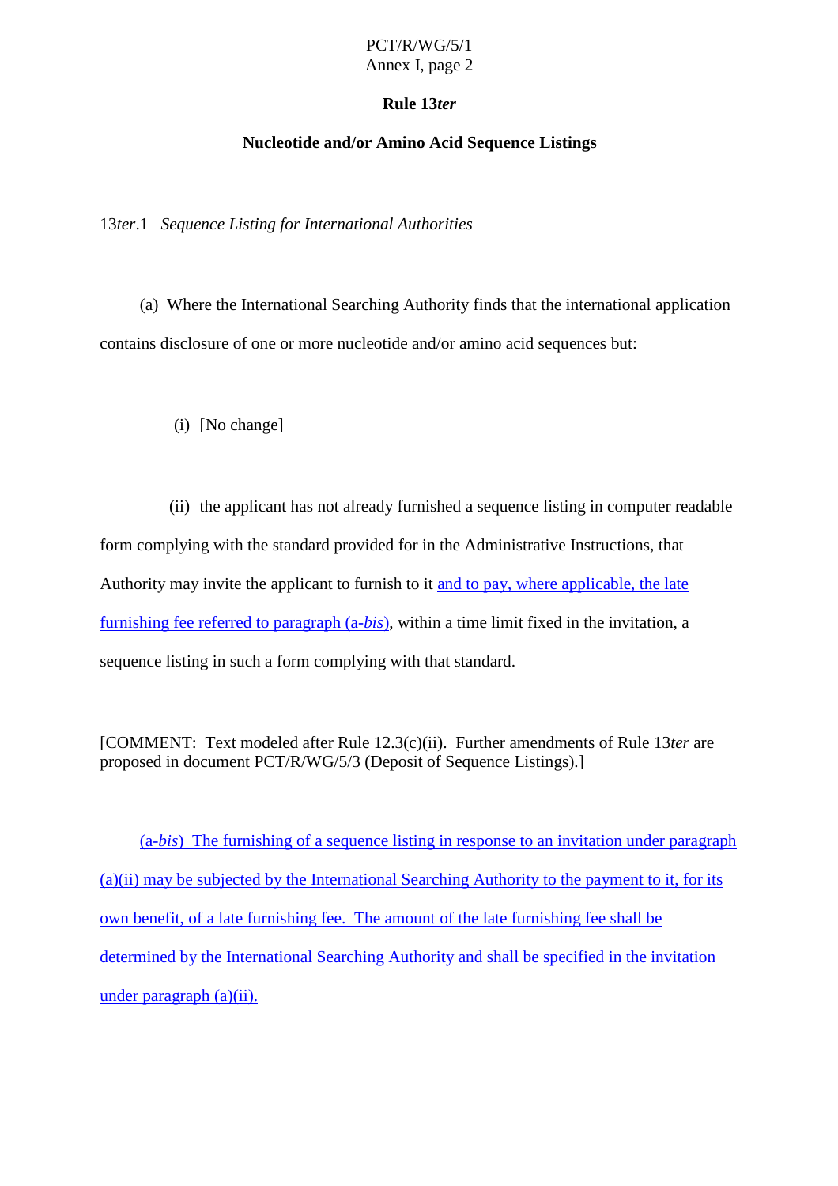**Rule 13*ter***

**Nucleotide and/or Amino Acid Sequence Listings**

13*ter*.1 *Sequence Listing for International Authorities*

(a) Where the International Searching Authority finds that the international application contains disclosure of one or more nucleotide and/or amino acid sequences but:

(i) [No change]

(ii) the applicant has not already furnished a sequence listing in computer readable form complying with the standard provided for in the Administrative Instructions, that Authority may invite the applicant to furnish to it and to pay, where applicable, the late furnishing fee referred to paragraph (a-*bis*), within a time limit fixed in the invitation, a sequence listing in such a form complying with that standard.

[COMMENT: Text modeled after Rule 12.3(c)(ii). Further amendments of Rule 13*ter* are proposed in document PCT/R/WG/5/3 (Deposit of Sequence Listings).]

(a-*bis*) The furnishing of a sequence listing in response to an invitation under paragraph (a)(ii) may be subjected by the International Searching Authority to the payment to it, for its own benefit, of a late furnishing fee. The amount of the late furnishing fee shall be determined by the International Searching Authority and shall be specified in the invitation under paragraph (a)(ii).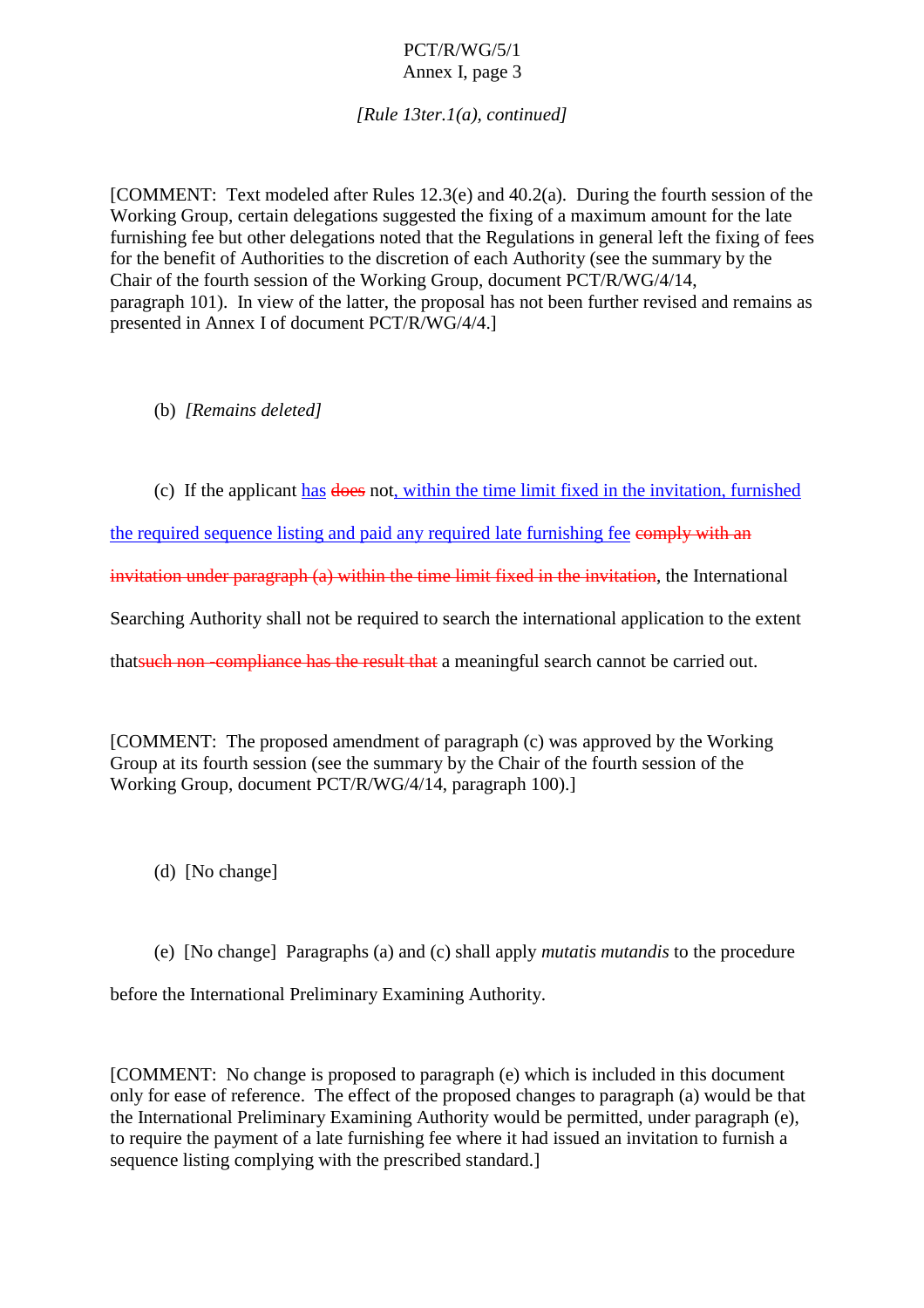*[Rule 13ter.1(a), continued]*

[COMMENT: Text modeled after Rules 12.3(e) and 40.2(a). During the fourth session of the Working Group, certain delegations suggested the fixing of a maximum amount for the late furnishing fee but other delegations noted that the Regulations in general left the fixing of fees for the benefit of Authorities to the discretion of each Authority (see the summary by the Chair of the fourth session of the Working Group, document PCT/R/WG/4/14, paragraph 101). In view of the latter, the proposal has not been further revised and remains as presented in Annex I of document PCT/R/WG/4/4.]

(b) *[Remains deleted]*

(c) If the applicant <u>has</u> ~~does~~ not<u>, within the time limit fixed in the invitation, furnished the required sequence listing and paid any required late furnishing fee</u> ~~comply with an invitation under paragraph (a) within the time limit fixed in the invitation~~, the International Searching Authority shall not be required to search the international application to the extent that~~such non -compliance has the result that~~ a meaningful search cannot be carried out.

[COMMENT: The proposed amendment of paragraph (c) was approved by the Working Group at its fourth session (see the summary by the Chair of the fourth session of the Working Group, document PCT/R/WG/4/14, paragraph 100).]

(d) [No change]

(e) [No change] Paragraphs (a) and (c) shall apply *mutatis mutandis* to the procedure before the International Preliminary Examining Authority.

[COMMENT: No change is proposed to paragraph (e) which is included in this document only for ease of reference. The effect of the proposed changes to paragraph (a) would be that the International Preliminary Examining Authority would be permitted, under paragraph (e), to require the payment of a late furnishing fee where it had issued an invitation to furnish a sequence listing complying with the prescribed standard.]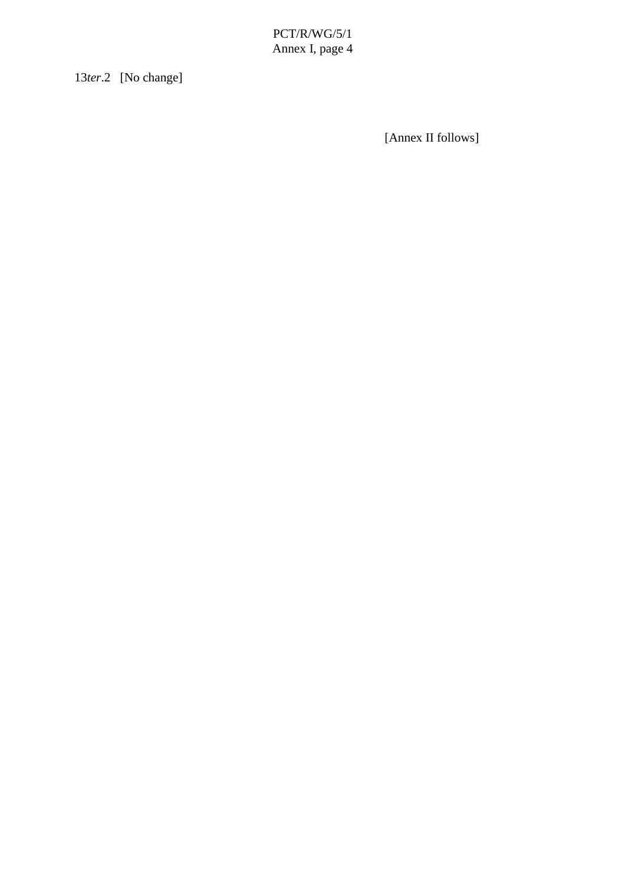13*ter*.2   [No change]

[Annex II follows]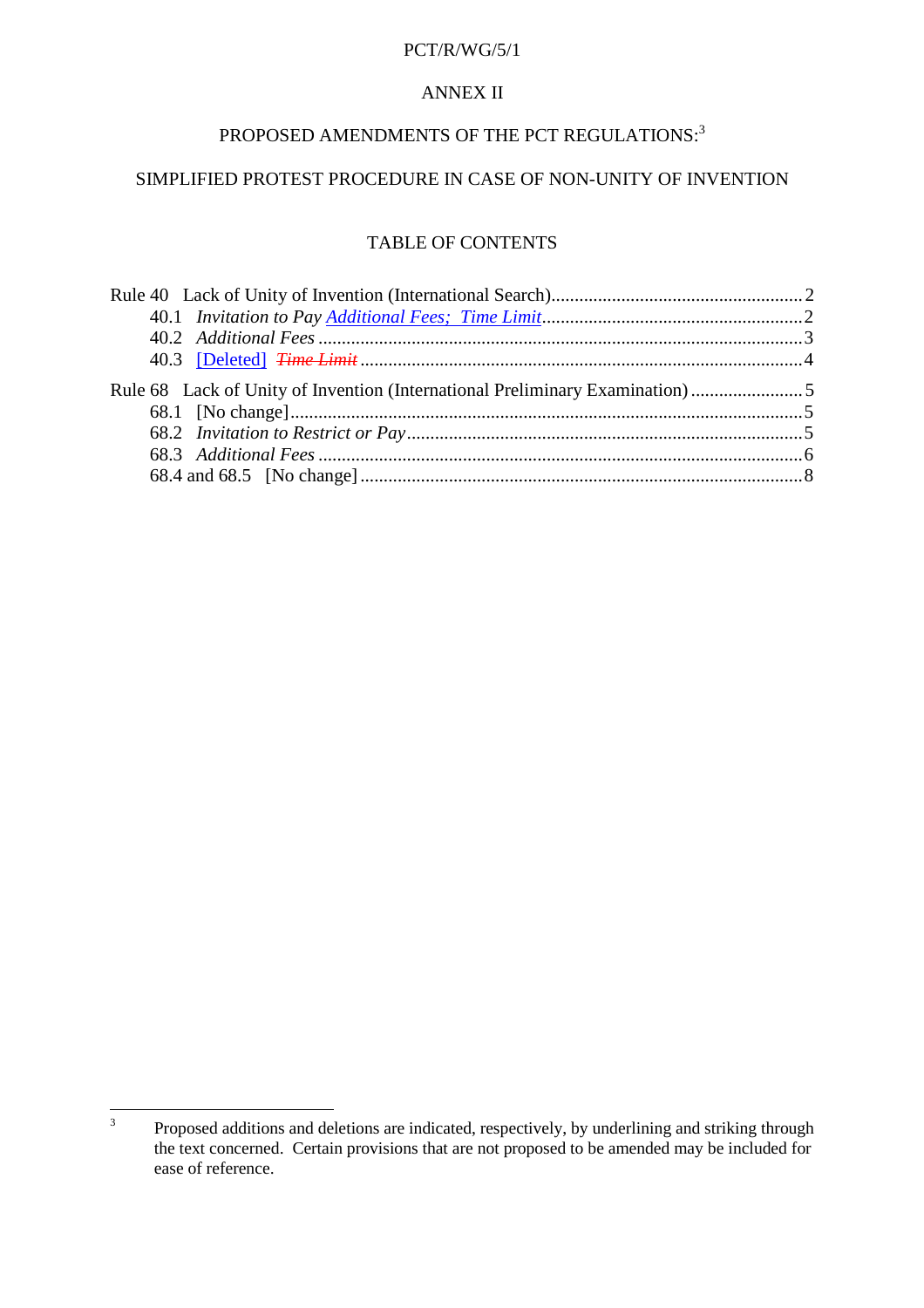ANNEX II

PROPOSED AMENDMENTS OF THE PCT REGULATIONS:[3]

SIMPLIFIED PROTEST PROCEDURE IN CASE OF NON-UNITY OF INVENTION

TABLE OF CONTENTS

Rule 40 Lack of Unity of Invention (International Search) ..... 2
- 40.1 *Invitation to Pay* <u>*Additional Fees; Time Limit*</u> ..... 2
- 40.2 *Additional Fees* ..... 3
- 40.3 <u>[Deleted]</u> ~~*Time Limit*~~ ..... 4

Rule 68 Lack of Unity of Invention (International Preliminary Examination) ..... 5
- 68.1 [No change] ..... 5
- 68.2 *Invitation to Restrict or Pay* ..... 5
- 68.3 *Additional Fees* ..... 6
- 68.4 and 68.5 [No change] ..... 8

---

[3] Proposed additions and deletions are indicated, respectively, by underlining and striking through the text concerned. Certain provisions that are not proposed to be amended may be included for ease of reference.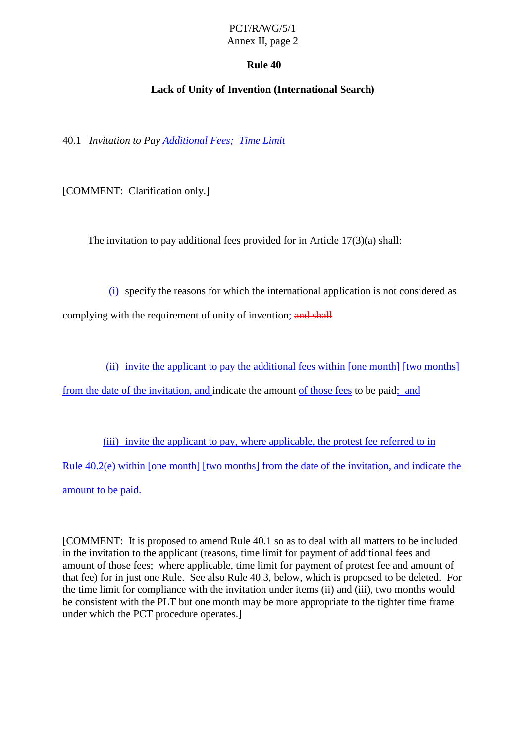### Rule 40

### Lack of Unity of Invention (International Search)

40.1 *Invitation to Pay Additional Fees; Time Limit*

[COMMENT: Clarification only.]

The invitation to pay additional fees provided for in Article 17(3)(a) shall:

(i) specify the reasons for which the international application is not considered as complying with the requirement of unity of invention; ~~and shall~~

(ii) invite the applicant to pay the additional fees within [one month] [two months] from the date of the invitation, and indicate the amount of those fees to be paid; and

(iii) invite the applicant to pay, where applicable, the protest fee referred to in Rule 40.2(e) within [one month] [two months] from the date of the invitation, and indicate the amount to be paid.

[COMMENT: It is proposed to amend Rule 40.1 so as to deal with all matters to be included in the invitation to the applicant (reasons, time limit for payment of additional fees and amount of those fees; where applicable, time limit for payment of protest fee and amount of that fee) for in just one Rule. See also Rule 40.3, below, which is proposed to be deleted. For the time limit for compliance with the invitation under items (ii) and (iii), two months would be consistent with the PLT but one month may be more appropriate to the tighter time frame under which the PCT procedure operates.]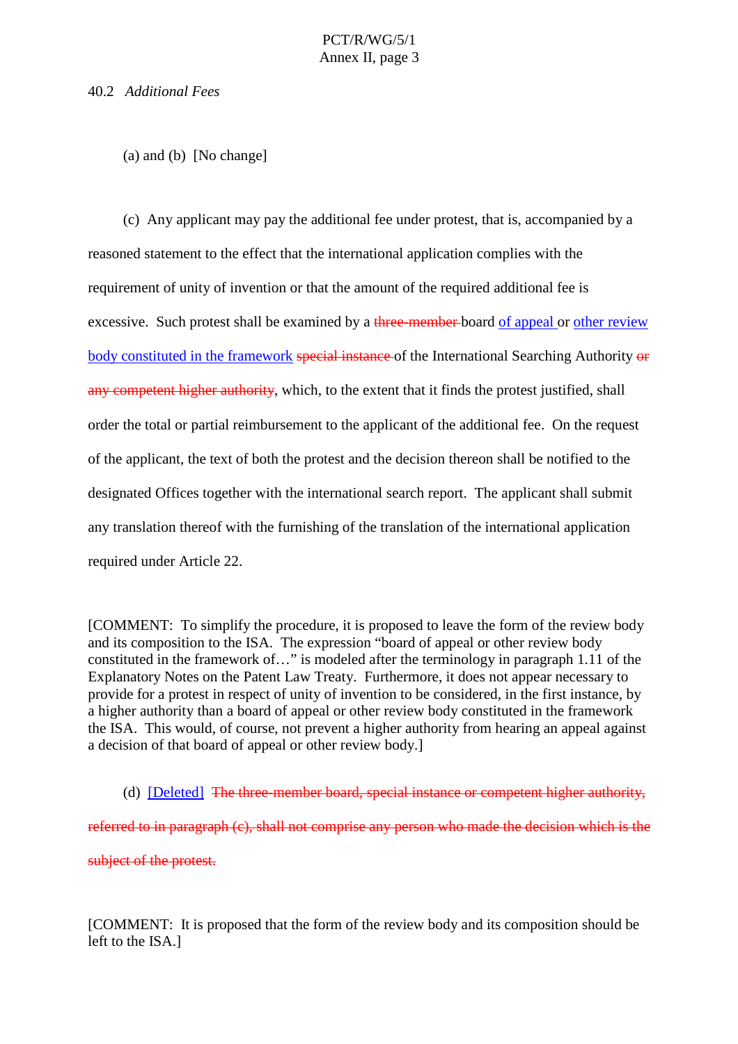40.2 *Additional Fees*

(a) and (b) [No change]

(c) Any applicant may pay the additional fee under protest, that is, accompanied by a reasoned statement to the effect that the international application complies with the requirement of unity of invention or that the amount of the required additional fee is excessive. Such protest shall be examined by a ~~three-member~~ board <u>of appeal</u> or <u>other review body constituted in the framework</u> ~~special instance~~ of the International Searching Authority ~~or any competent higher authority~~, which, to the extent that it finds the protest justified, shall order the total or partial reimbursement to the applicant of the additional fee. On the request of the applicant, the text of both the protest and the decision thereon shall be notified to the designated Offices together with the international search report. The applicant shall submit any translation thereof with the furnishing of the translation of the international application required under Article 22.

[COMMENT: To simplify the procedure, it is proposed to leave the form of the review body and its composition to the ISA. The expression "board of appeal or other review body constituted in the framework of…" is modeled after the terminology in paragraph 1.11 of the Explanatory Notes on the Patent Law Treaty. Furthermore, it does not appear necessary to provide for a protest in respect of unity of invention to be considered, in the first instance, by a higher authority than a board of appeal or other review body constituted in the framework the ISA. This would, of course, not prevent a higher authority from hearing an appeal against a decision of that board of appeal or other review body.]

(d) <u>[Deleted]</u> ~~The three-member board, special instance or competent higher authority, referred to in paragraph (c), shall not comprise any person who made the decision which is the subject of the protest.~~

[COMMENT: It is proposed that the form of the review body and its composition should be left to the ISA.]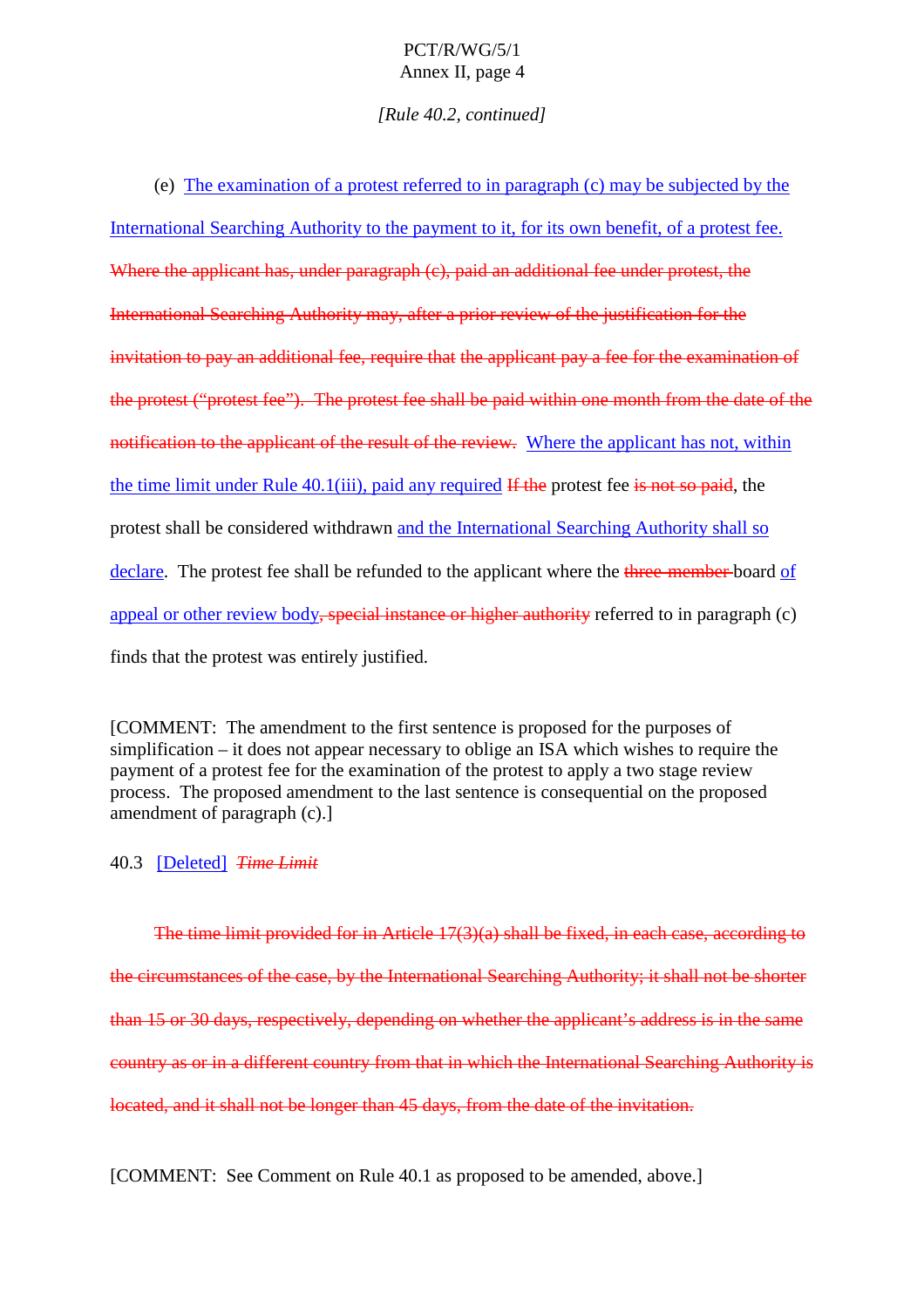*[Rule 40.2, continued]*

(e) <u>The examination of a protest referred to in paragraph (c) may be subjected by the International Searching Authority to the payment to it, for its own benefit, of a protest fee.</u> ~~Where the applicant has, under paragraph (c), paid an additional fee under protest, the International Searching Authority may, after a prior review of the justification for the invitation to pay an additional fee, require that the applicant pay a fee for the examination of the protest (“protest fee”). The protest fee shall be paid within one month from the date of the notification to the applicant of the result of the review.~~ <u>Where the applicant has not, within the time limit under Rule 40.1(iii), paid any required</u> ~~If the~~ protest fee ~~is not so paid~~, the protest shall be considered withdrawn <u>and the International Searching Authority shall so declare</u>. The protest fee shall be refunded to the applicant where the ~~three-member~~ board <u>of appeal or other review body</u>~~, special instance or higher authority~~ referred to in paragraph (c) finds that the protest was entirely justified.

[COMMENT: The amendment to the first sentence is proposed for the purposes of simplification – it does not appear necessary to oblige an ISA which wishes to require the payment of a protest fee for the examination of the protest to apply a two stage review process. The proposed amendment to the last sentence is consequential on the proposed amendment of paragraph (c).]

40.3 <u>[Deleted]</u> ~~*Time Limit*~~

~~The time limit provided for in Article 17(3)(a) shall be fixed, in each case, according to the circumstances of the case, by the International Searching Authority; it shall not be shorter than 15 or 30 days, respectively, depending on whether the applicant’s address is in the same country as or in a different country from that in which the International Searching Authority is located, and it shall not be longer than 45 days, from the date of the invitation.~~

[COMMENT: See Comment on Rule 40.1 as proposed to be amended, above.]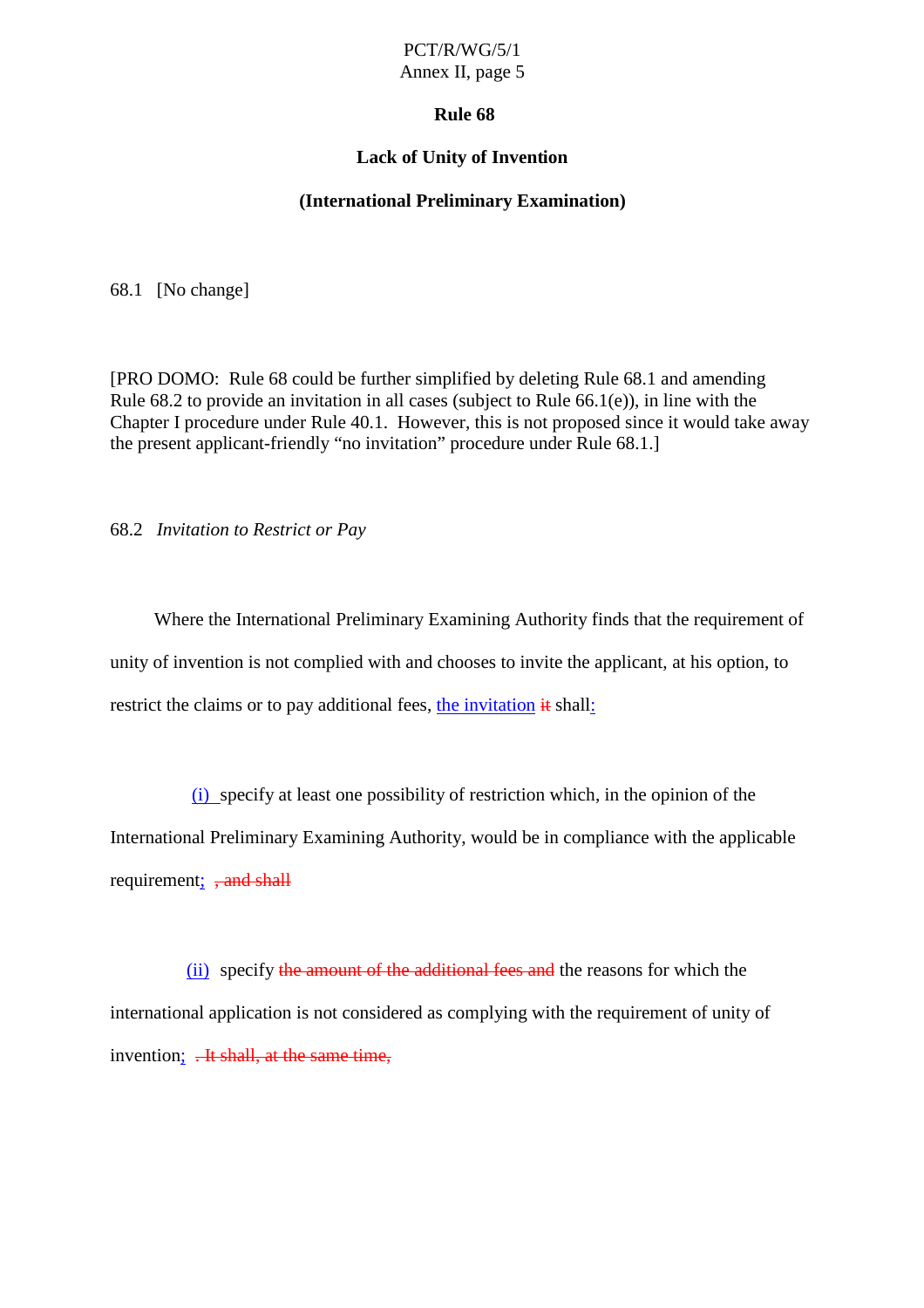# Rule 68

## Lack of Unity of Invention

## (International Preliminary Examination)

68.1 [No change]

[PRO DOMO: Rule 68 could be further simplified by deleting Rule 68.1 and amending Rule 68.2 to provide an invitation in all cases (subject to Rule 66.1(e)), in line with the Chapter I procedure under Rule 40.1. However, this is not proposed since it would take away the present applicant-friendly "no invitation" procedure under Rule 68.1.]

68.2 *Invitation to Restrict or Pay*

Where the International Preliminary Examining Authority finds that the requirement of unity of invention is not complied with and chooses to invite the applicant, at his option, to restrict the claims or to pay additional fees, <u>the invitation</u> ~~it~~ shall<u>:</u>

<u>(i)</u> specify at least one possibility of restriction which, in the opinion of the International Preliminary Examining Authority, would be in compliance with the applicable requirement<u>;</u> ~~, and shall~~

<u>(ii)</u> specify ~~the amount of the additional fees and~~ the reasons for which the international application is not considered as complying with the requirement of unity of invention<u>;</u> ~~. It shall, at the same time,~~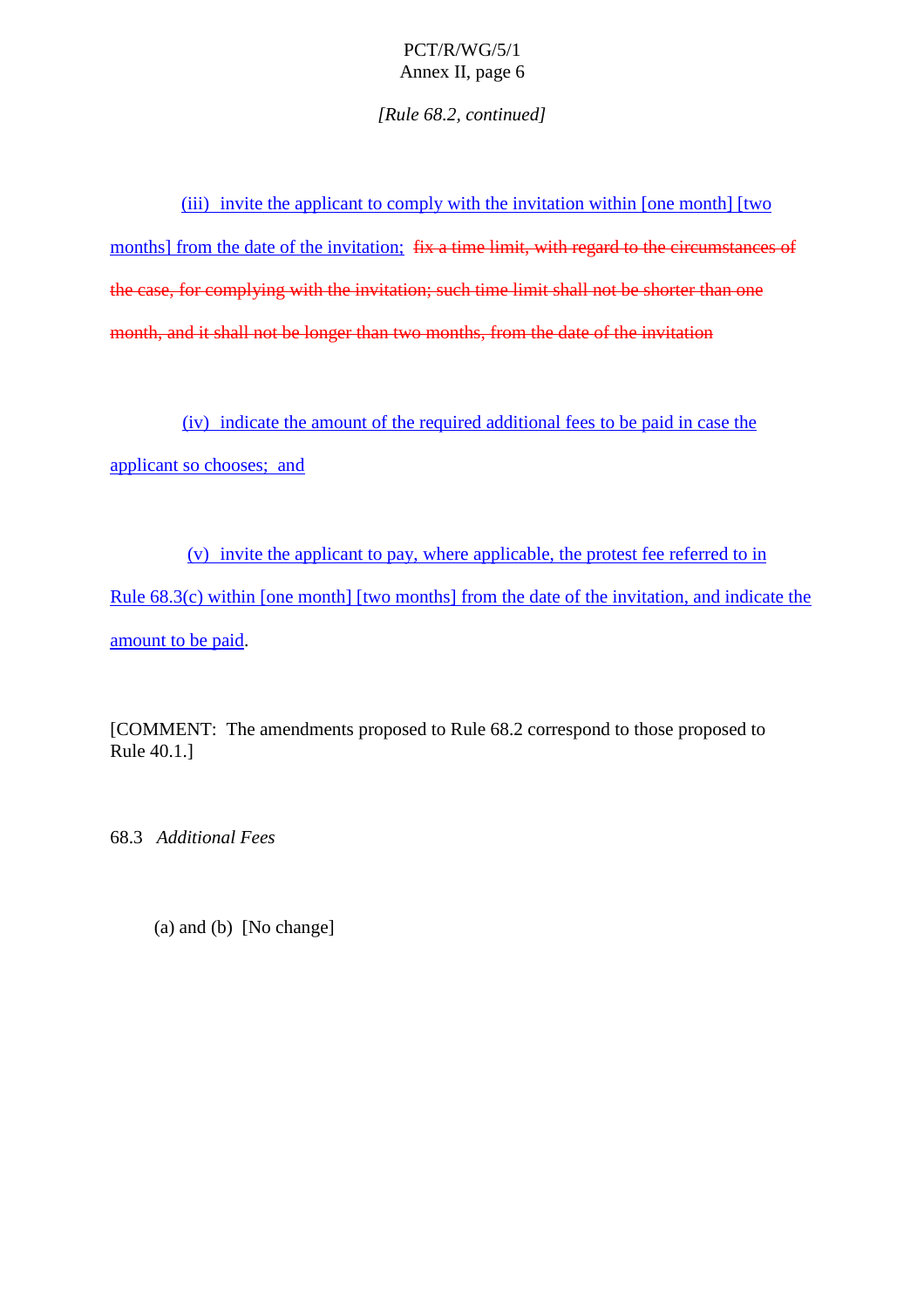*[Rule 68.2, continued]*

(iii) invite the applicant to comply with the invitation within [one month] [two months] from the date of the invitation; ~~fix a time limit, with regard to the circumstances of the case, for complying with the invitation; such time limit shall not be shorter than one month, and it shall not be longer than two months, from the date of the invitation~~

(iv) indicate the amount of the required additional fees to be paid in case the applicant so chooses; and

(v) invite the applicant to pay, where applicable, the protest fee referred to in Rule 68.3(c) within [one month] [two months] from the date of the invitation, and indicate the amount to be paid.

[COMMENT: The amendments proposed to Rule 68.2 correspond to those proposed to Rule 40.1.]

68.3 *Additional Fees*

(a) and (b) [No change]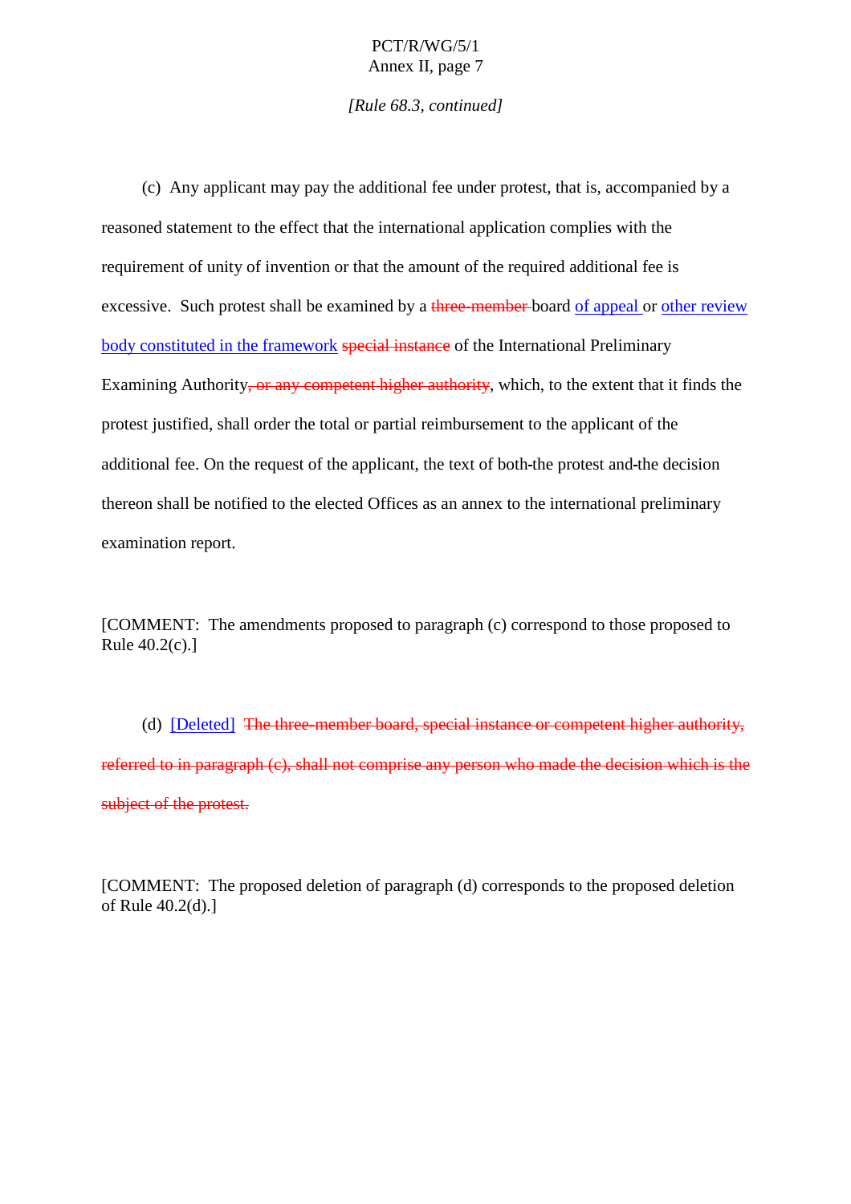*[Rule 68.3, continued]*

(c) Any applicant may pay the additional fee under protest, that is, accompanied by a reasoned statement to the effect that the international application complies with the requirement of unity of invention or that the amount of the required additional fee is excessive. Such protest shall be examined by a ~~three-member~~ board <ins>of appeal</ins> or <ins>other review body constituted in the framework</ins> ~~special instance~~ of the International Preliminary Examining Authority~~, or any competent higher authority~~, which, to the extent that it finds the protest justified, shall order the total or partial reimbursement to the applicant of the additional fee. On the request of the applicant, the text of both the protest and the decision thereon shall be notified to the elected Offices as an annex to the international preliminary examination report.

[COMMENT: The amendments proposed to paragraph (c) correspond to those proposed to Rule 40.2(c).]

(d) <ins>[Deleted]</ins> ~~The three-member board, special instance or competent higher authority, referred to in paragraph (c), shall not comprise any person who made the decision which is the subject of the protest.~~

[COMMENT: The proposed deletion of paragraph (d) corresponds to the proposed deletion of Rule 40.2(d).]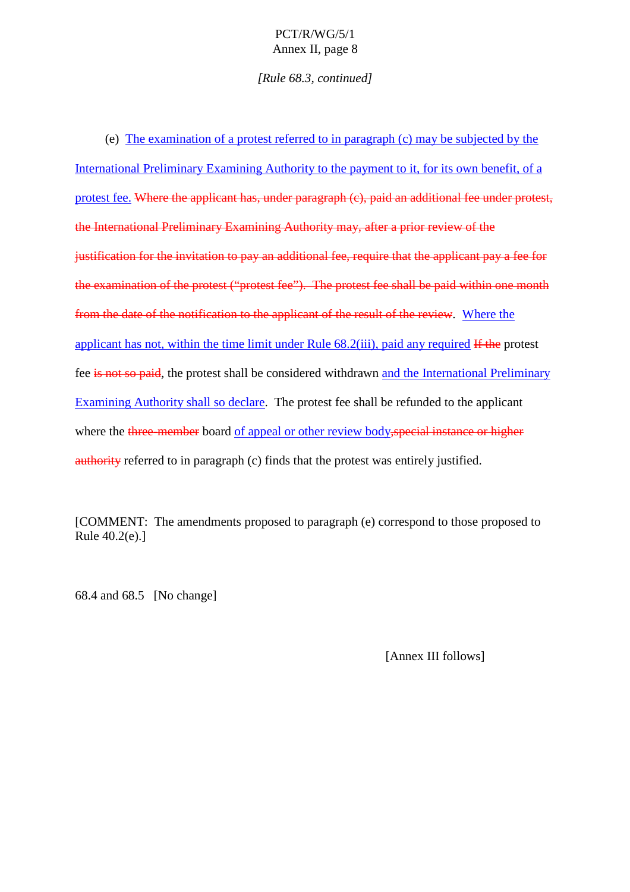*[Rule 68.3, continued]*

(e) <u>The examination of a protest referred to in paragraph (c) may be subjected by the International Preliminary Examining Authority to the payment to it, for its own benefit, of a protest fee.</u> ~~Where the applicant has, under paragraph (c), paid an additional fee under protest, the International Preliminary Examining Authority may, after a prior review of the justification for the invitation to pay an additional fee, require that the applicant pay a fee for the examination of the protest (“protest fee”). The protest fee shall be paid within one month from the date of the notification to the applicant of the result of the review~~. <u>Where the applicant has not, within the time limit under Rule 68.2(iii), paid any required</u> ~~If the~~ protest fee ~~is not so paid~~, the protest shall be considered withdrawn <u>and the International Preliminary Examining Authority shall so declare</u>. The protest fee shall be refunded to the applicant where the ~~three-member~~ board <u>of appeal or other review body</u>,~~special instance or higher authority~~ referred to in paragraph (c) finds that the protest was entirely justified.

[COMMENT: The amendments proposed to paragraph (e) correspond to those proposed to Rule 40.2(e).]

68.4 and 68.5 [No change]

[Annex III follows]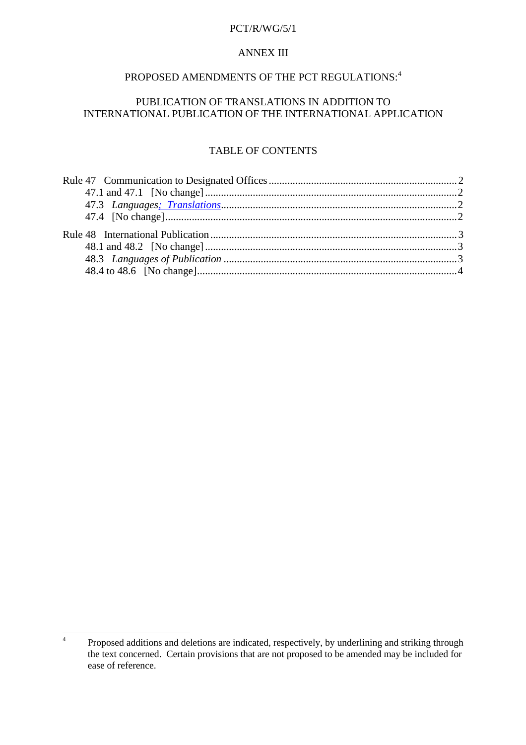ANNEX III

# PROPOSED AMENDMENTS OF THE PCT REGULATIONS:[4]

## PUBLICATION OF TRANSLATIONS IN ADDITION TO INTERNATIONAL PUBLICATION OF THE INTERNATIONAL APPLICATION

### TABLE OF CONTENTS

Rule 47 Communication to Designated Offices .......... 2
- 47.1 and 47.1 [No change] .......... 2
- 47.3 *Languages<u>; Translations</u>* .......... 2
- 47.4 [No change] .......... 2

Rule 48 International Publication .......... 3
- 48.1 and 48.2 [No change] .......... 3
- 48.3 *Languages of Publication* .......... 3
- 48.4 to 48.6 [No change] .......... 4

---

[4] Proposed additions and deletions are indicated, respectively, by underlining and striking through the text concerned. Certain provisions that are not proposed to be amended may be included for ease of reference.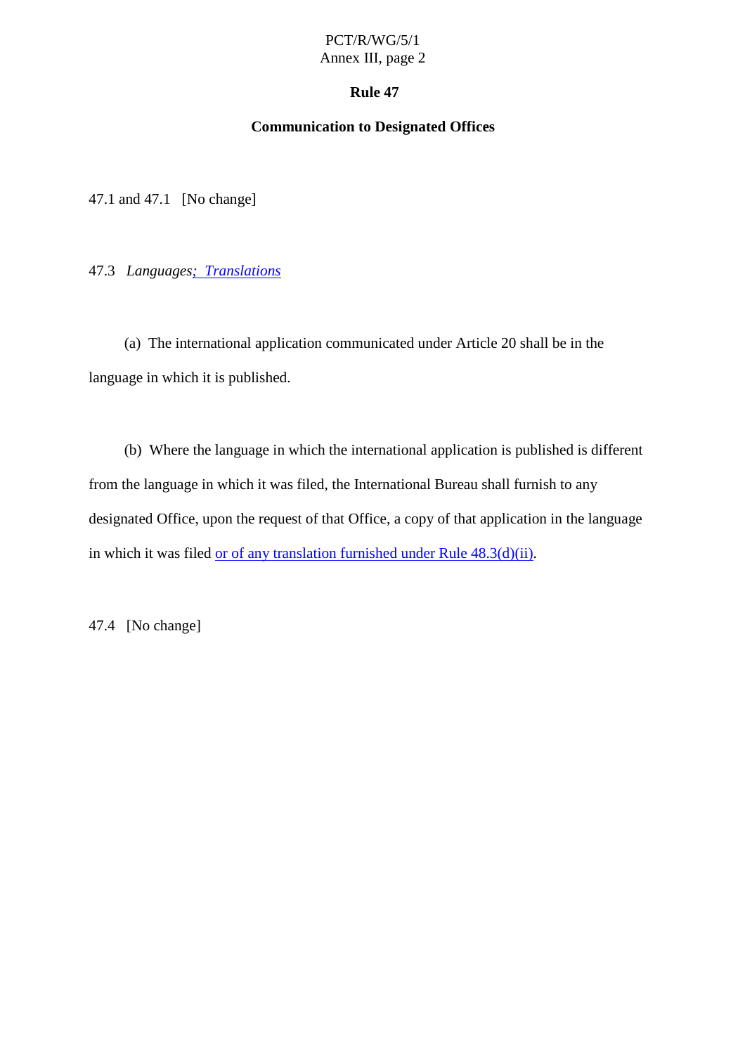# Rule 47

## Communication to Designated Offices

47.1 and 47.1 [No change]

47.3 *Languages; Translations*

(a) The international application communicated under Article 20 shall be in the language in which it is published.

(b) Where the language in which the international application is published is different from the language in which it was filed, the International Bureau shall furnish to any designated Office, upon the request of that Office, a copy of that application in the language in which it was filed or of any translation furnished under Rule 48.3(d)(ii).

47.4 [No change]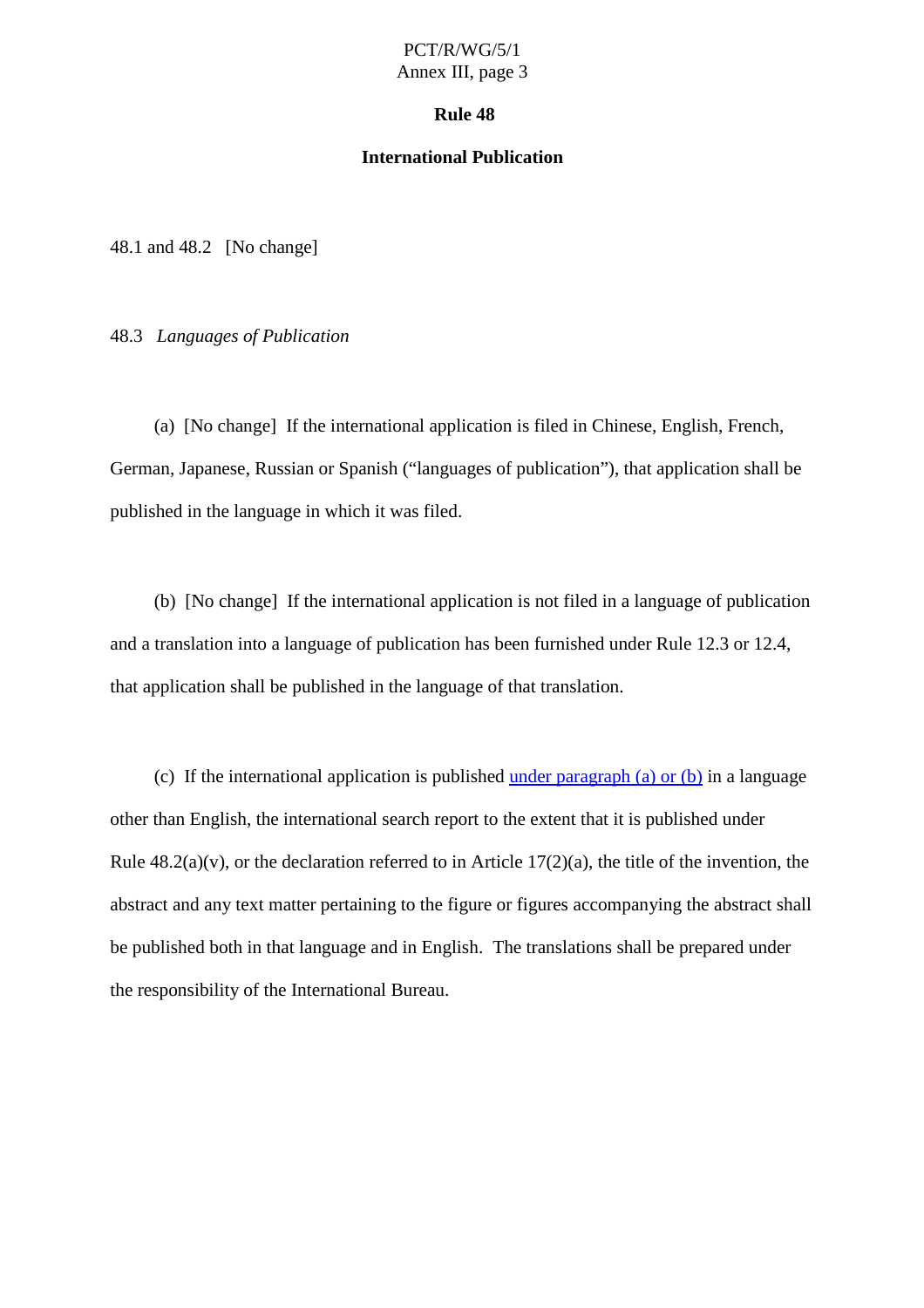# Rule 48

## International Publication

48.1 and 48.2 [No change]

48.3 *Languages of Publication*

(a) [No change] If the international application is filed in Chinese, English, French, German, Japanese, Russian or Spanish ("languages of publication"), that application shall be published in the language in which it was filed.

(b) [No change] If the international application is not filed in a language of publication and a translation into a language of publication has been furnished under Rule 12.3 or 12.4, that application shall be published in the language of that translation.

(c) If the international application is published under paragraph (a) or (b) in a language other than English, the international search report to the extent that it is published under Rule 48.2(a)(v), or the declaration referred to in Article 17(2)(a), the title of the invention, the abstract and any text matter pertaining to the figure or figures accompanying the abstract shall be published both in that language and in English. The translations shall be prepared under the responsibility of the International Bureau.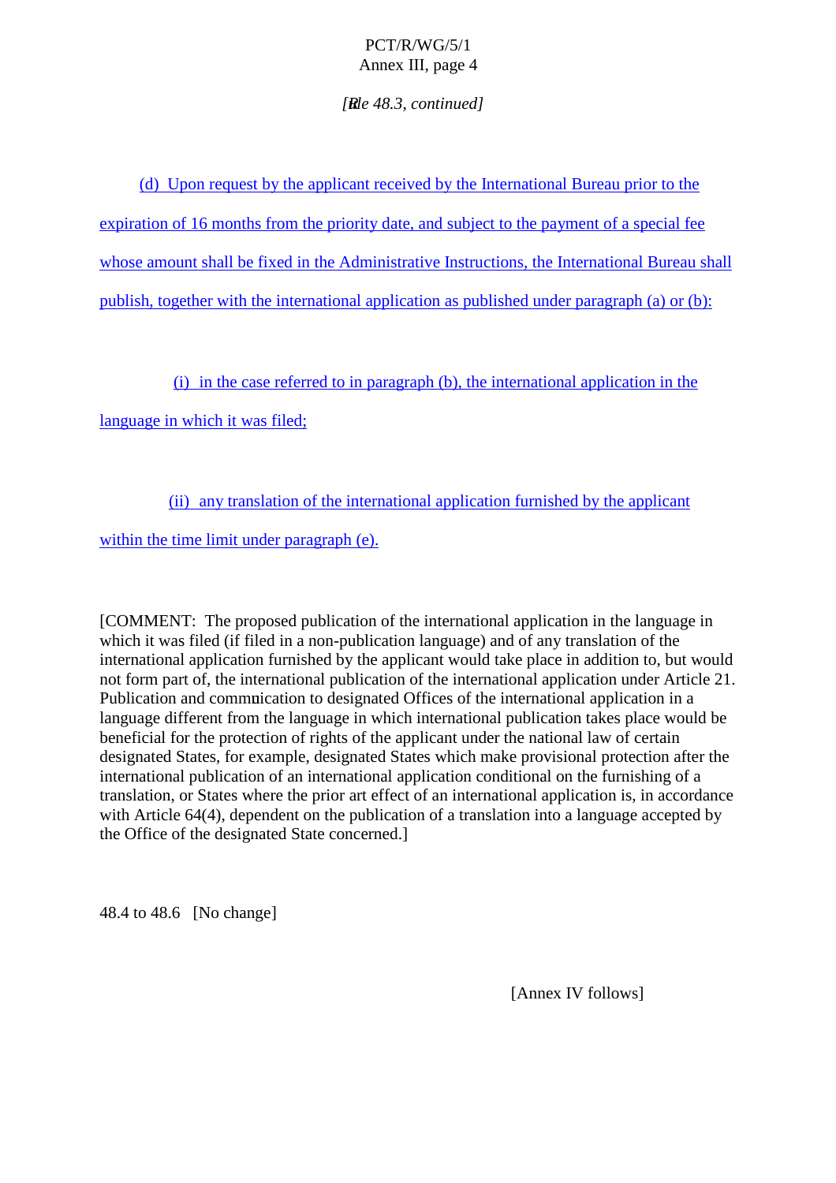*[Rule 48.3, continued]*

(d) Upon request by the applicant received by the International Bureau prior to the expiration of 16 months from the priority date, and subject to the payment of a special fee whose amount shall be fixed in the Administrative Instructions, the International Bureau shall publish, together with the international application as published under paragraph (a) or (b):

(i) in the case referred to in paragraph (b), the international application in the language in which it was filed;

(ii) any translation of the international application furnished by the applicant within the time limit under paragraph (e).

[COMMENT: The proposed publication of the international application in the language in which it was filed (if filed in a non-publication language) and of any translation of the international application furnished by the applicant would take place in addition to, but would not form part of, the international publication of the international application under Article 21. Publication and communication to designated Offices of the international application in a language different from the language in which international publication takes place would be beneficial for the protection of rights of the applicant under the national law of certain designated States, for example, designated States which make provisional protection after the international publication of an international application conditional on the furnishing of a translation, or States where the prior art effect of an international application is, in accordance with Article 64(4), dependent on the publication of a translation into a language accepted by the Office of the designated State concerned.]

48.4 to 48.6 [No change]

[Annex IV follows]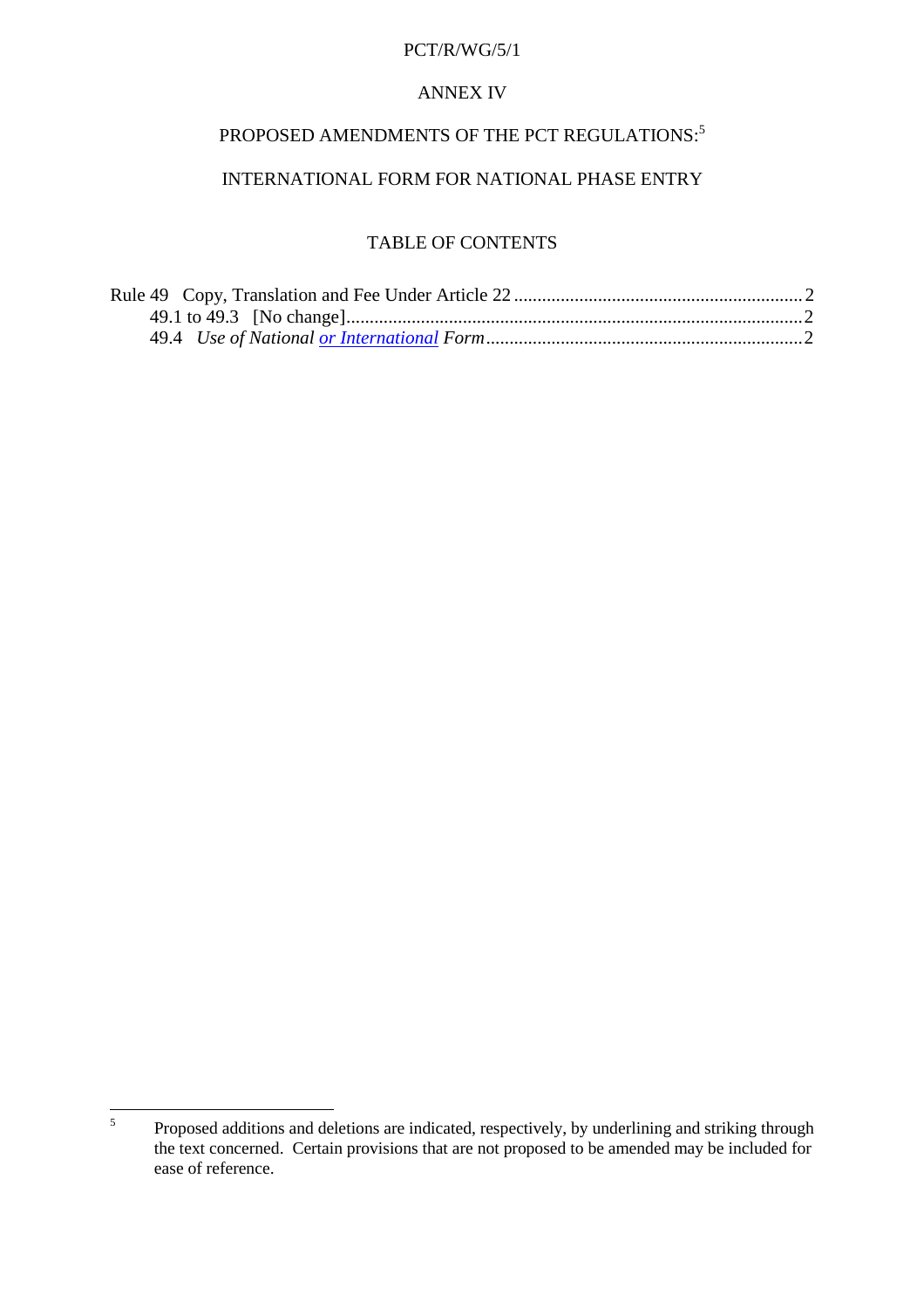ANNEX IV

# PROPOSED AMENDMENTS OF THE PCT REGULATIONS:[5]

## INTERNATIONAL FORM FOR NATIONAL PHASE ENTRY

### TABLE OF CONTENTS

Rule 49 Copy, Translation and Fee Under Article 22 .......... 2
- 49.1 to 49.3 [No change] .......... 2
- 49.4 *Use of National <u>or International</u> Form* .......... 2

---

[5] Proposed additions and deletions are indicated, respectively, by underlining and striking through the text concerned. Certain provisions that are not proposed to be amended may be included for ease of reference.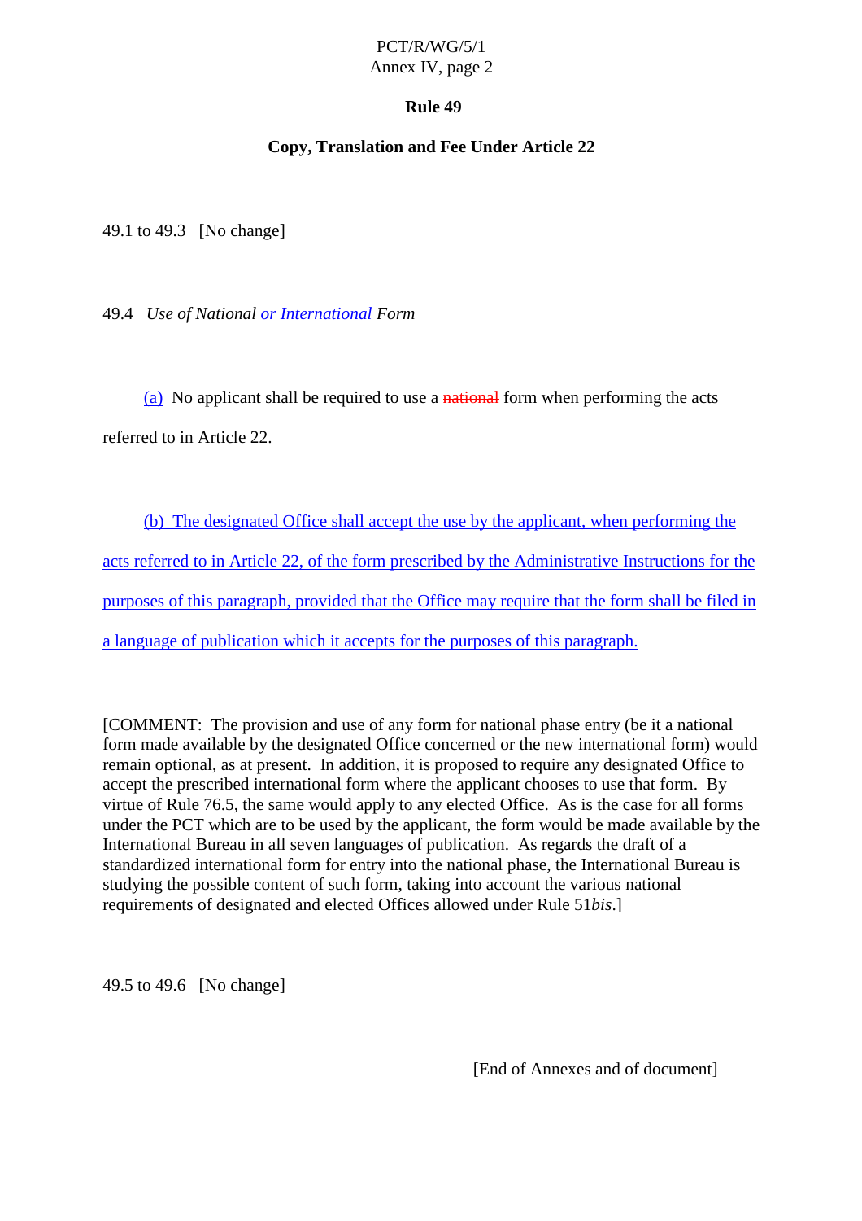# Rule 49

## Copy, Translation and Fee Under Article 22

49.1 to 49.3 [No change]

49.4 *Use of National or International Form*

(a) No applicant shall be required to use a ~~national~~ form when performing the acts referred to in Article 22.

(b) The designated Office shall accept the use by the applicant, when performing the acts referred to in Article 22, of the form prescribed by the Administrative Instructions for the purposes of this paragraph, provided that the Office may require that the form shall be filed in a language of publication which it accepts for the purposes of this paragraph.

[COMMENT: The provision and use of any form for national phase entry (be it a national form made available by the designated Office concerned or the new international form) would remain optional, as at present. In addition, it is proposed to require any designated Office to accept the prescribed international form where the applicant chooses to use that form. By virtue of Rule 76.5, the same would apply to any elected Office. As is the case for all forms under the PCT which are to be used by the applicant, the form would be made available by the International Bureau in all seven languages of publication. As regards the draft of a standardized international form for entry into the national phase, the International Bureau is studying the possible content of such form, taking into account the various national requirements of designated and elected Offices allowed under Rule 51*bis*.]

49.5 to 49.6 [No change]

[End of Annexes and of document]